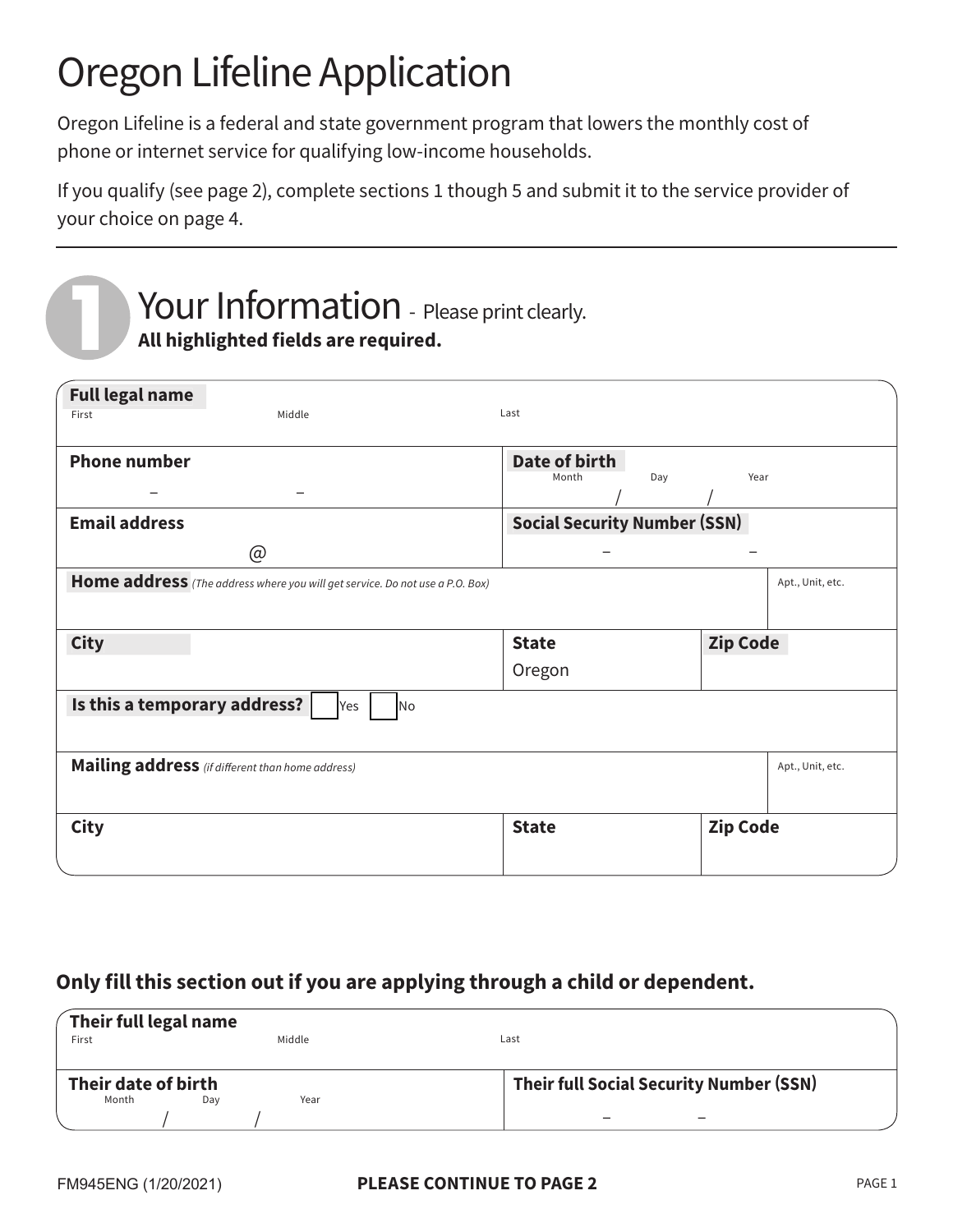# Oregon Lifeline Application

Oregon Lifeline is a federal and state government program that lowers the monthly cost of phone or internet service for qualifying low-income households.

If you qualify (see page 2), complete sections 1 though 5 and submit it to the service provider of your choice on page 4.

## 1 Your Information - Please print clearly.

**All highlighted fields are required.**

| | | | |
|---|---|---|---|
| **Full legal name** First / Middle / Last | | | |
| **Phone number** – – | **Date of birth** Month / Day / Year | | |
| **Email address** @ | **Social Security Number (SSN)** – – | | |
| **Home address** *(The address where you will get service. Do not use a P.O. Box)* | | | Apt., Unit, etc. |
| **City** | **State** Oregon | **Zip Code** | |
| **Is this a temporary address?** ☐ Yes ☐ No | | | |
| **Mailing address** *(if different than home address)* | | | Apt., Unit, etc. |
| **City** | **State** | **Zip Code** | |

### Only fill this section out if you are applying through a child or dependent.

| | |
|---|---|
| **Their full legal name** First / Middle / Last | |
| **Their date of birth** Month / Day / Year | **Their full Social Security Number (SSN)** – – |

FM945ENG (1/20/2021)

**PLEASE CONTINUE TO PAGE 2**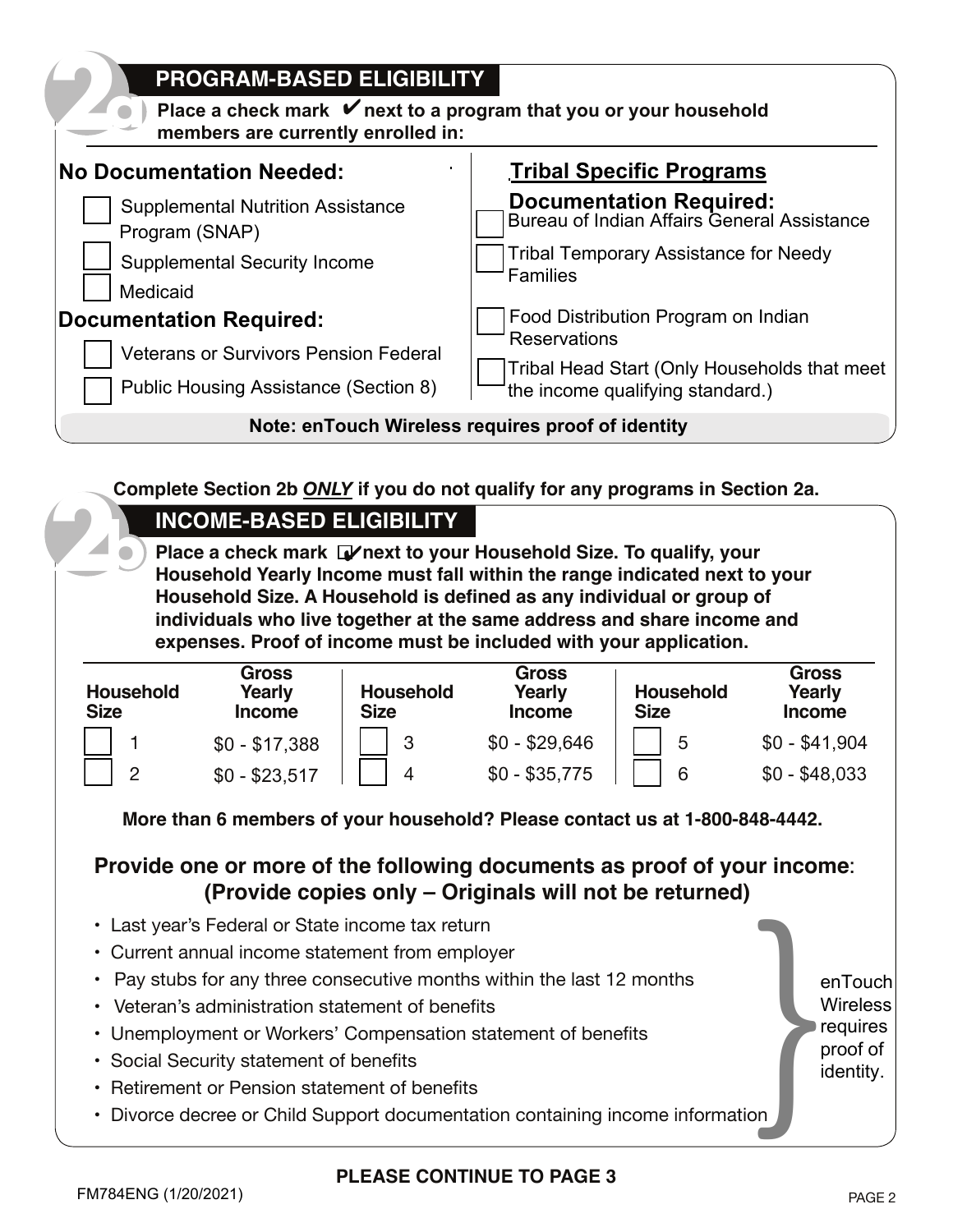## 2a PROGRAM-BASED ELIGIBILITY

**Place a check mark ✔ next to a program that you or your household members are currently enrolled in:**

### No Documentation Needed:

- ☐ Supplemental Nutrition Assistance Program (SNAP)
- ☐ Supplemental Security Income
- ☐ Medicaid

### Documentation Required:

- ☐ Veterans or Survivors Pension Federal
- ☐ Public Housing Assistance (Section 8)

### Tribal Specific Programs

**Documentation Required:**

- ☐ Bureau of Indian Affairs General Assistance
- ☐ Tribal Temporary Assistance for Needy Families
- ☐ Food Distribution Program on Indian Reservations
- ☐ Tribal Head Start (Only Households that meet the income qualifying standard.)

**Note: enTouch Wireless requires proof of identity**

**Complete Section 2b *ONLY* if you do not qualify for any programs in Section 2a.**

## 2b INCOME-BASED ELIGIBILITY

**Place a check mark ✔ next to your Household Size. To qualify, your Household Yearly Income must fall within the range indicated next to your Household Size. A Household is defined as any individual or group of individuals who live together at the same address and share income and expenses. Proof of income must be included with your application.**

| Household Size | Gross Yearly Income | Household Size | Gross Yearly Income | Household Size | Gross Yearly Income |
|---|---|---|---|---|---|
| ☐ 1 | $0 - $17,388 | ☐ 3 | $0 - $29,646 | ☐ 5 | $0 - $41,904 |
| ☐ 2 | $0 - $23,517 | ☐ 4 | $0 - $35,775 | ☐ 6 | $0 - $48,033 |

**More than 6 members of your household? Please contact us at 1-800-848-4442.**

### Provide one or more of the following documents as proof of your income: (Provide copies only – Originals will not be returned)

- Last year's Federal or State income tax return
- Current annual income statement from employer
- Pay stubs for any three consecutive months within the last 12 months
- Veteran's administration statement of benefits
- Unemployment or Workers' Compensation statement of benefits
- Social Security statement of benefits
- Retirement or Pension statement of benefits
- Divorce decree or Child Support documentation containing income information

enTouch Wireless requires proof of identity.

**PLEASE CONTINUE TO PAGE 3**

FM784ENG (1/20/2021)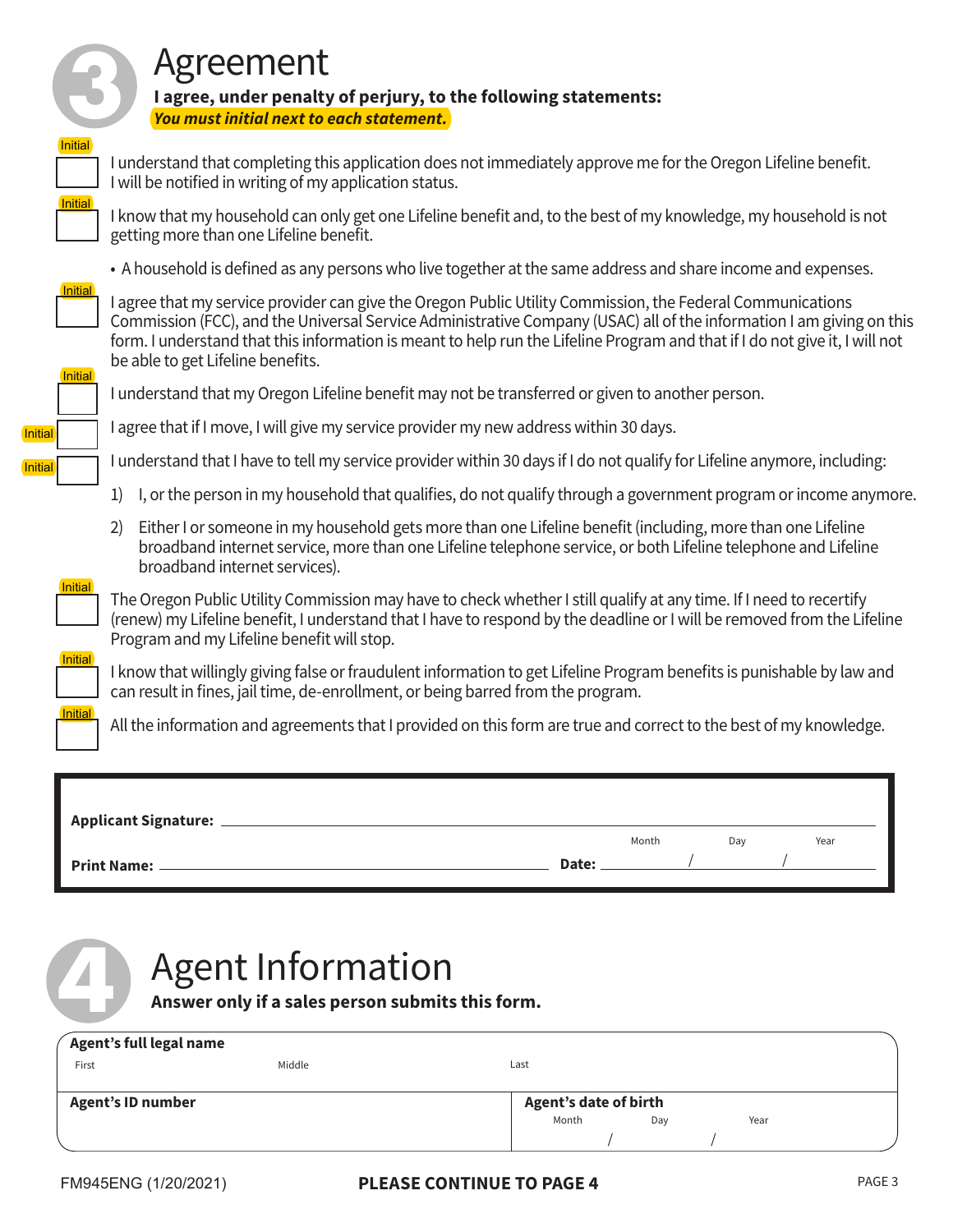# 3 Agreement

**I agree, under penalty of perjury, to the following statements:**

***You must initial next to each statement.***

Initial ____ I understand that completing this application does not immediately approve me for the Oregon Lifeline benefit. I will be notified in writing of my application status.

Initial ____ I know that my household can only get one Lifeline benefit and, to the best of my knowledge, my household is not getting more than one Lifeline benefit.

- A household is defined as any persons who live together at the same address and share income and expenses.

Initial ____ I agree that my service provider can give the Oregon Public Utility Commission, the Federal Communications Commission (FCC), and the Universal Service Administrative Company (USAC) all of the information I am giving on this form. I understand that this information is meant to help run the Lifeline Program and that if I do not give it, I will not be able to get Lifeline benefits.

Initial ____ I understand that my Oregon Lifeline benefit may not be transferred or given to another person.

Initial ____ I agree that if I move, I will give my service provider my new address within 30 days.

Initial ____ I understand that I have to tell my service provider within 30 days if I do not qualify for Lifeline anymore, including:

1) I, or the person in my household that qualifies, do not qualify through a government program or income anymore.
2) Either I or someone in my household gets more than one Lifeline benefit (including, more than one Lifeline broadband internet service, more than one Lifeline telephone service, or both Lifeline telephone and Lifeline broadband internet services).

Initial ____ The Oregon Public Utility Commission may have to check whether I still qualify at any time. If I need to recertify (renew) my Lifeline benefit, I understand that I have to respond by the deadline or I will be removed from the Lifeline Program and my Lifeline benefit will stop.

Initial ____ I know that willingly giving false or fraudulent information to get Lifeline Program benefits is punishable by law and can result in fines, jail time, de-enrollment, or being barred from the program.

Initial ____ All the information and agreements that I provided on this form are true and correct to the best of my knowledge.

**Applicant Signature:** ______________________________

**Print Name:** ______________________________ **Date:** ____ / ____ / ____ (Month / Day / Year)

# 4 Agent Information

**Answer only if a sales person submits this form.**

| **Agent's full legal name** | | |
|---|---|---|
| First | Middle | Last |
| **Agent's ID number** | **Agent's date of birth** Month / Day / Year | |

FM945ENG (1/20/2021)

**PLEASE CONTINUE TO PAGE 4**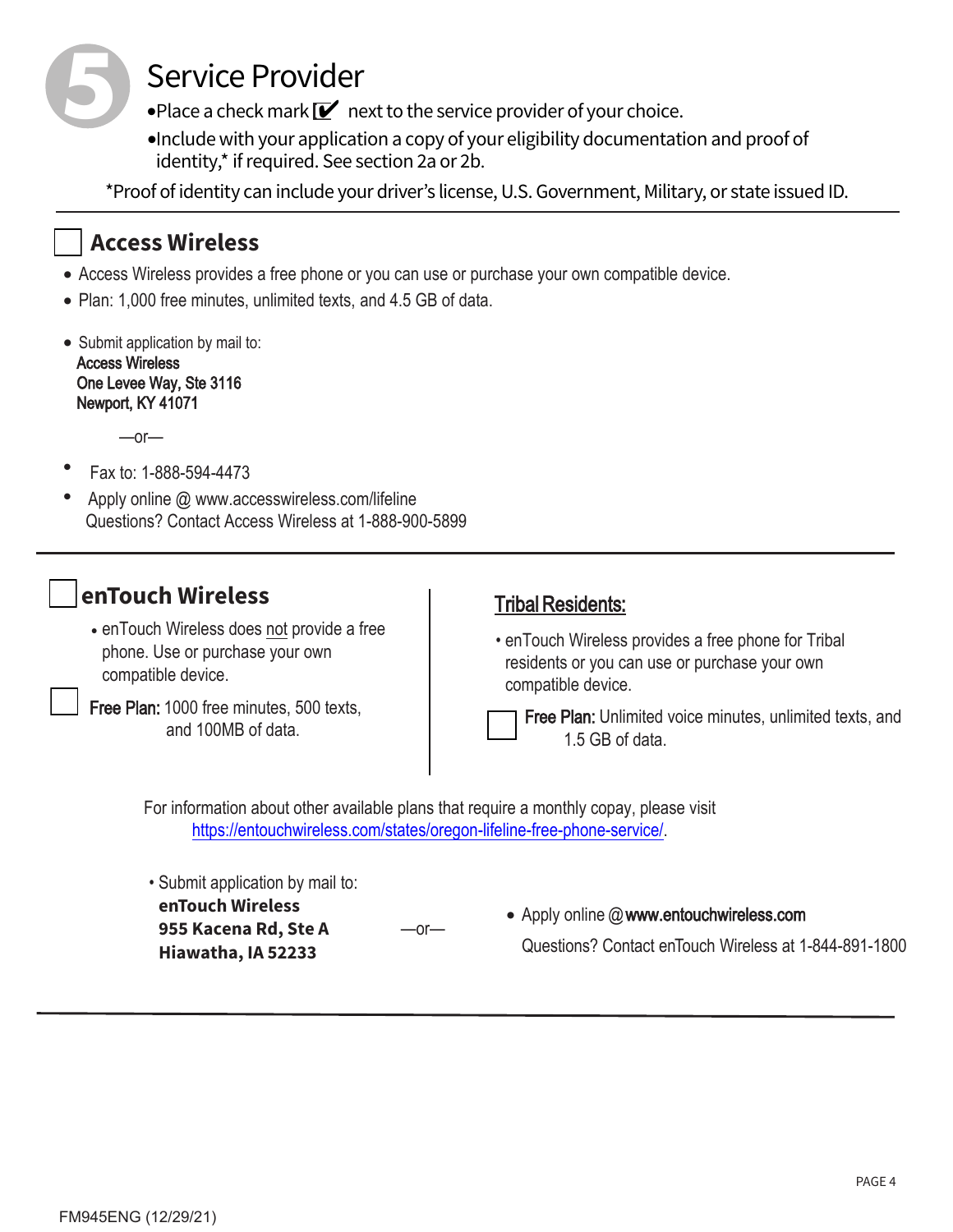# 5 Service Provider

- Place a check mark ☑ next to the service provider of your choice.
- Include with your application a copy of your eligibility documentation and proof of identity,* if required. See section 2a or 2b.

*Proof of identity can include your driver's license, U.S. Government, Military, or state issued ID.

---

## ☐ Access Wireless

- Access Wireless provides a free phone or you can use or purchase your own compatible device.
- Plan: 1,000 free minutes, unlimited texts, and 4.5 GB of data.

- Submit application by mail to:
  **Access Wireless**
  **One Levee Way, Ste 3116**
  **Newport, KY 41071**

—or—

- Fax to: 1-888-594-4473
- Apply online @ www.accesswireless.com/lifeline
  Questions? Contact Access Wireless at 1-888-900-5899

---

## ☐ enTouch Wireless

- enTouch Wireless does not provide a free phone. Use or purchase your own compatible device.

☐ **Free Plan:** 1000 free minutes, 500 texts, and 100MB of data.

### Tribal Residents:

- enTouch Wireless provides a free phone for Tribal residents or you can use or purchase your own compatible device.

☐ **Free Plan:** Unlimited voice minutes, unlimited texts, and 1.5 GB of data.

For information about other available plans that require a monthly copay, please visit https://entouchwireless.com/states/oregon-lifeline-free-phone-service/.

- Submit application by mail to:
  **enTouch Wireless**
  **955 Kacena Rd, Ste A**
  **Hiawatha, IA 52233**

—or—

- Apply online @ **www.entouchwireless.com**
  Questions? Contact enTouch Wireless at 1-844-891-1800

---

FM945ENG (12/29/21)